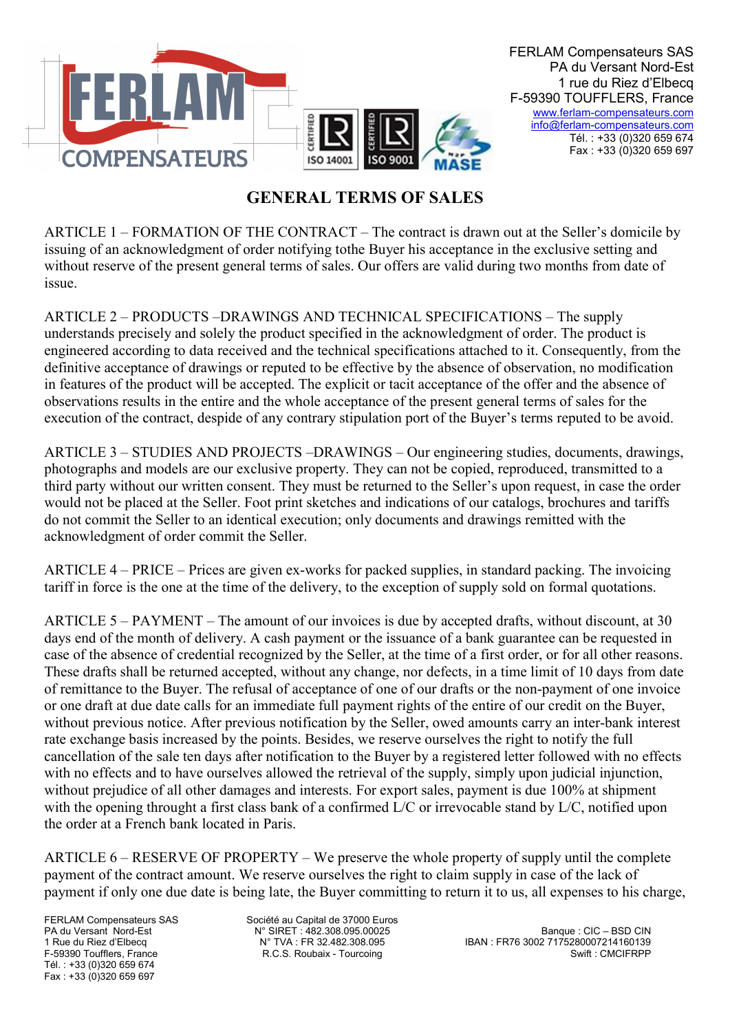FERLAM Compensateurs SAS
PA du Versant Nord-Est
1 rue du Riez d'Elbecq
F-59390 TOUFFLERS, France
www.ferlam-compensateurs.com
info@ferlam-compensateurs.com
Tél. : +33 (0)320 659 674
Fax : +33 (0)320 659 697

# GENERAL TERMS OF SALES

ARTICLE 1 – FORMATION OF THE CONTRACT – The contract is drawn out at the Seller's domicile by issuing of an acknowledgment of order notifying tothe Buyer his acceptance in the exclusive setting and without reserve of the present general terms of sales. Our offers are valid during two months from date of issue.

ARTICLE 2 – PRODUCTS –DRAWINGS AND TECHNICAL SPECIFICATIONS – The supply understands precisely and solely the product specified in the acknowledgment of order. The product is engineered according to data received and the technical specifications attached to it. Consequently, from the definitive acceptance of drawings or reputed to be effective by the absence of observation, no modification in features of the product will be accepted. The explicit or tacit acceptance of the offer and the absence of observations results in the entire and the whole acceptance of the present general terms of sales for the execution of the contract, despide of any contrary stipulation port of the Buyer's terms reputed to be avoid.

ARTICLE 3 – STUDIES AND PROJECTS –DRAWINGS – Our engineering studies, documents, drawings, photographs and models are our exclusive property. They can not be copied, reproduced, transmitted to a third party without our written consent. They must be returned to the Seller's upon request, in case the order would not be placed at the Seller. Foot print sketches and indications of our catalogs, brochures and tariffs do not commit the Seller to an identical execution; only documents and drawings remitted with the acknowledgment of order commit the Seller.

ARTICLE 4 – PRICE – Prices are given ex-works for packed supplies, in standard packing. The invoicing tariff in force is the one at the time of the delivery, to the exception of supply sold on formal quotations.

ARTICLE 5 – PAYMENT – The amount of our invoices is due by accepted drafts, without discount, at 30 days end of the month of delivery. A cash payment or the issuance of a bank guarantee can be requested in case of the absence of credential recognized by the Seller, at the time of a first order, or for all other reasons. These drafts shall be returned accepted, without any change, nor defects, in a time limit of 10 days from date of remittance to the Buyer. The refusal of acceptance of one of our drafts or the non-payment of one invoice or one draft at due date calls for an immediate full payment rights of the entire of our credit on the Buyer, without previous notice. After previous notification by the Seller, owed amounts carry an inter-bank interest rate exchange basis increased by the points. Besides, we reserve ourselves the right to notify the full cancellation of the sale ten days after notification to the Buyer by a registered letter followed with no effects with no effects and to have ourselves allowed the retrieval of the supply, simply upon judicial injunction, without prejudice of all other damages and interests. For export sales, payment is due 100% at shipment with the opening throught a first class bank of a confirmed L/C or irrevocable stand by L/C, notified upon the order at a French bank located in Paris.

ARTICLE 6 – RESERVE OF PROPERTY – We preserve the whole property of supply until the complete payment of the contract amount. We reserve ourselves the right to claim supply in case of the lack of payment if only one due date is being late, the Buyer committing to return it to us, all expenses to his charge,

FERLAM Compensateurs SAS
PA du Versant Nord-Est
1 Rue du Riez d'Elbecq
F-59390 Toufflers, France
Tél. : +33 (0)320 659 674
Fax : +33 (0)320 659 697

Société au Capital de 37000 Euros
N° SIRET : 482.308.095.00025
N° TVA : FR 32.482.308.095
R.C.S. Roubaix - Tourcoing

Banque : CIC – BSD CIN
IBAN : FR76 3002 7175280007214160139
Swift : CMCIFRPP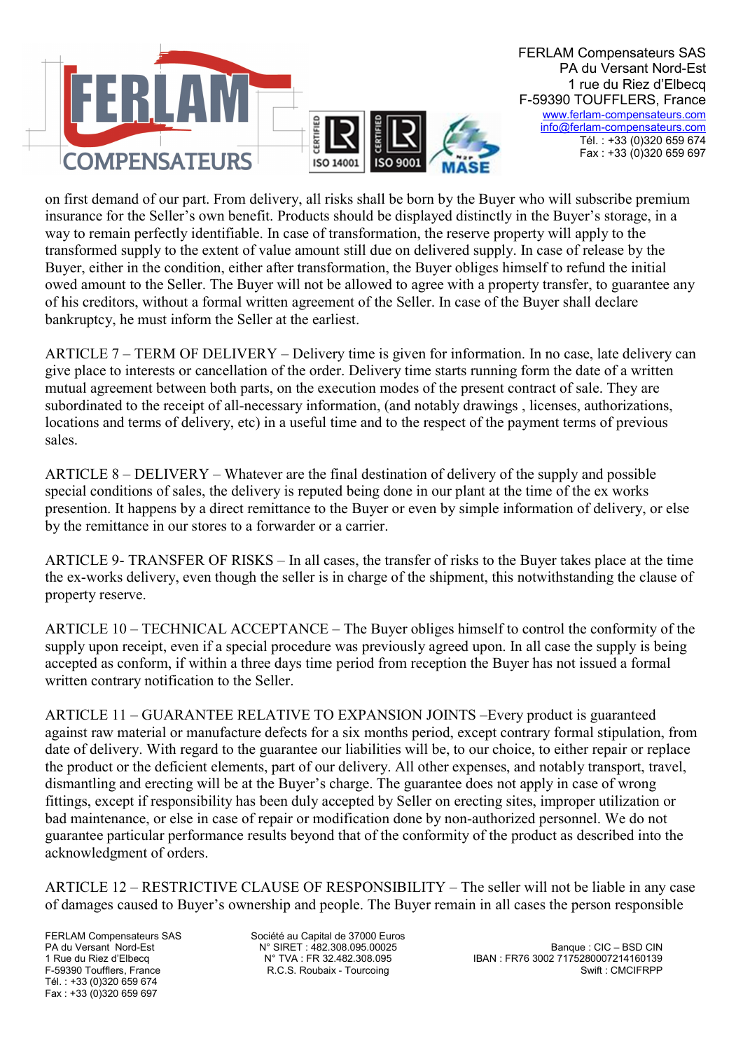on first demand of our part. From delivery, all risks shall be born by the Buyer who will subscribe premium insurance for the Seller's own benefit. Products should be displayed distinctly in the Buyer's storage, in a way to remain perfectly identifiable. In case of transformation, the reserve property will apply to the transformed supply to the extent of value amount still due on delivered supply. In case of release by the Buyer, either in the condition, either after transformation, the Buyer obliges himself to refund the initial owed amount to the Seller. The Buyer will not be allowed to agree with a property transfer, to guarantee any of his creditors, without a formal written agreement of the Seller. In case of the Buyer shall declare bankruptcy, he must inform the Seller at the earliest.

ARTICLE 7 – TERM OF DELIVERY – Delivery time is given for information. In no case, late delivery can give place to interests or cancellation of the order. Delivery time starts running form the date of a written mutual agreement between both parts, on the execution modes of the present contract of sale. They are subordinated to the receipt of all-necessary information, (and notably drawings , licenses, authorizations, locations and terms of delivery, etc) in a useful time and to the respect of the payment terms of previous sales.

ARTICLE 8 – DELIVERY – Whatever are the final destination of delivery of the supply and possible special conditions of sales, the delivery is reputed being done in our plant at the time of the ex works presention. It happens by a direct remittance to the Buyer or even by simple information of delivery, or else by the remittance in our stores to a forwarder or a carrier.

ARTICLE 9- TRANSFER OF RISKS – In all cases, the transfer of risks to the Buyer takes place at the time the ex-works delivery, even though the seller is in charge of the shipment, this notwithstanding the clause of property reserve.

ARTICLE 10 – TECHNICAL ACCEPTANCE – The Buyer obliges himself to control the conformity of the supply upon receipt, even if a special procedure was previously agreed upon. In all case the supply is being accepted as conform, if within a three days time period from reception the Buyer has not issued a formal written contrary notification to the Seller.

ARTICLE 11 – GUARANTEE RELATIVE TO EXPANSION JOINTS –Every product is guaranteed against raw material or manufacture defects for a six months period, except contrary formal stipulation, from date of delivery. With regard to the guarantee our liabilities will be, to our choice, to either repair or replace the product or the deficient elements, part of our delivery. All other expenses, and notably transport, travel, dismantling and erecting will be at the Buyer's charge. The guarantee does not apply in case of wrong fittings, except if responsibility has been duly accepted by Seller on erecting sites, improper utilization or bad maintenance, or else in case of repair or modification done by non-authorized personnel. We do not guarantee particular performance results beyond that of the conformity of the product as described into the acknowledgment of orders.

ARTICLE 12 – RESTRICTIVE CLAUSE OF RESPONSIBILITY – The seller will not be liable in any case of damages caused to Buyer's ownership and people. The Buyer remain in all cases the person responsible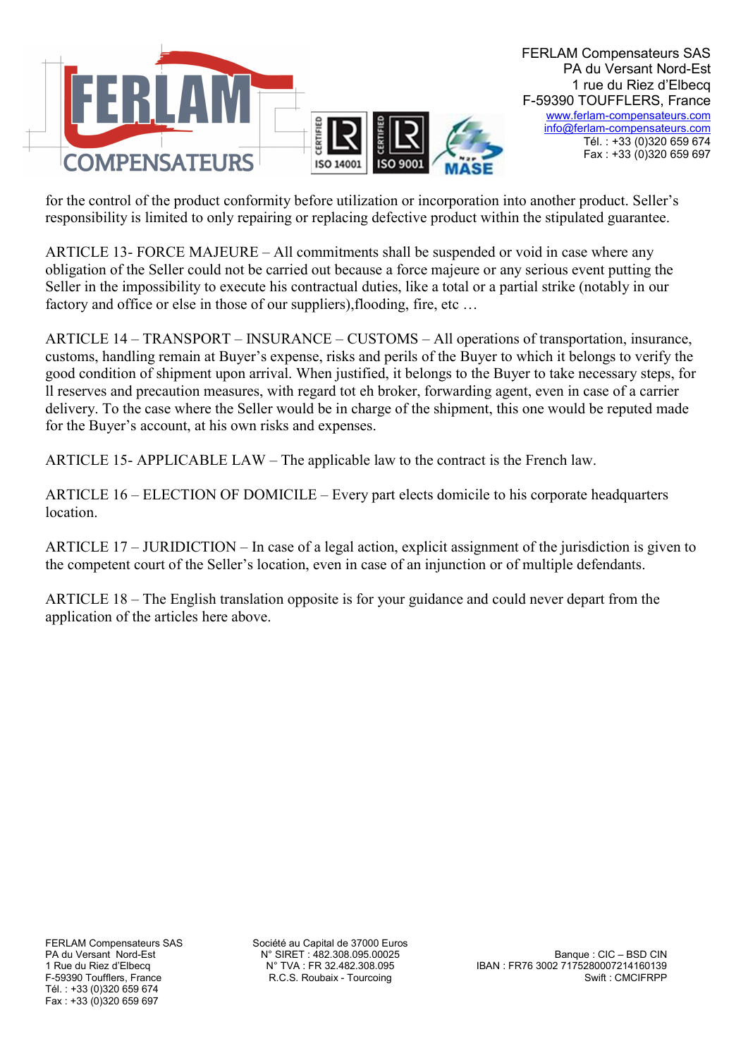for the control of the product conformity before utilization or incorporation into another product. Seller's responsibility is limited to only repairing or replacing defective product within the stipulated guarantee.

ARTICLE 13- FORCE MAJEURE – All commitments shall be suspended or void in case where any obligation of the Seller could not be carried out because a force majeure or any serious event putting the Seller in the impossibility to execute his contractual duties, like a total or a partial strike (notably in our factory and office or else in those of our suppliers),flooding, fire, etc …

ARTICLE 14 – TRANSPORT – INSURANCE – CUSTOMS – All operations of transportation, insurance, customs, handling remain at Buyer's expense, risks and perils of the Buyer to which it belongs to verify the good condition of shipment upon arrival. When justified, it belongs to the Buyer to take necessary steps, for ll reserves and precaution measures, with regard tot eh broker, forwarding agent, even in case of a carrier delivery. To the case where the Seller would be in charge of the shipment, this one would be reputed made for the Buyer's account, at his own risks and expenses.

ARTICLE 15- APPLICABLE LAW – The applicable law to the contract is the French law.

ARTICLE 16 – ELECTION OF DOMICILE – Every part elects domicile to his corporate headquarters location.

ARTICLE 17 – JURIDICTION – In case of a legal action, explicit assignment of the jurisdiction is given to the competent court of the Seller's location, even in case of an injunction or of multiple defendants.

ARTICLE 18 – The English translation opposite is for your guidance and could never depart from the application of the articles here above.